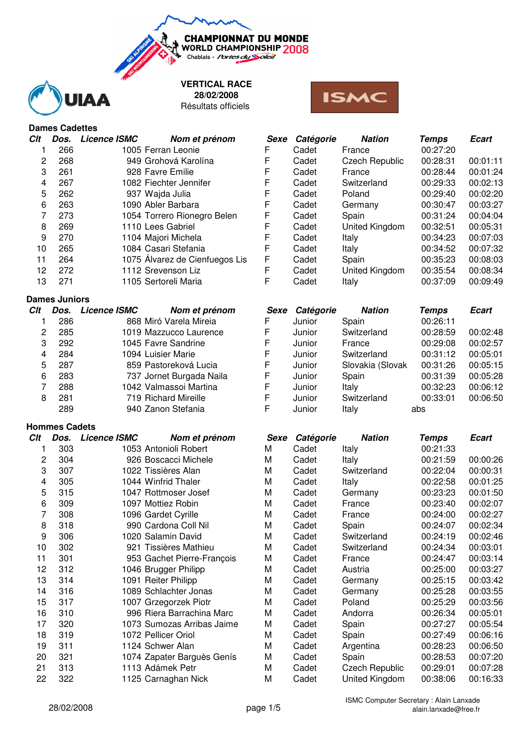CHAMPIONNAT DU MONDE
WORLD CHAMPIONSHIP 2008
Chablais - Portes du Soleil

UIAA

**VERTICAL RACE**
**28/02/2008**
Résultats officiels

ISMC

## Dames Cadettes

| Clt | Dos. | Licence ISMC | Nom et prénom | Sexe | Catégorie | Nation | Temps | Ecart |
|---|---|---|---|---|---|---|---|---|
| 1 | 266 | 1005 | Ferran Leonie | F | Cadet | France | 00:27:20 | |
| 2 | 268 | 949 | Grohová Karolína | F | Cadet | Czech Republic | 00:28:31 | 00:01:11 |
| 3 | 261 | 928 | Favre Emilie | F | Cadet | France | 00:28:44 | 00:01:24 |
| 4 | 267 | 1082 | Fiechter Jennifer | F | Cadet | Switzerland | 00:29:33 | 00:02:13 |
| 5 | 262 | 937 | Wajda Julia | F | Cadet | Poland | 00:29:40 | 00:02:20 |
| 6 | 263 | 1090 | Abler Barbara | F | Cadet | Germany | 00:30:47 | 00:03:27 |
| 7 | 273 | 1054 | Torrero Rionegro Belen | F | Cadet | Spain | 00:31:24 | 00:04:04 |
| 8 | 269 | 1110 | Lees Gabriel | F | Cadet | United Kingdom | 00:32:51 | 00:05:31 |
| 9 | 270 | 1104 | Majori Michela | F | Cadet | Italy | 00:34:23 | 00:07:03 |
| 10 | 265 | 1084 | Casari Stefania | F | Cadet | Italy | 00:34:52 | 00:07:32 |
| 11 | 264 | 1075 | Álvarez de Cienfuegos Lis | F | Cadet | Spain | 00:35:23 | 00:08:03 |
| 12 | 272 | 1112 | Srevenson Liz | F | Cadet | United Kingdom | 00:35:54 | 00:08:34 |
| 13 | 271 | 1105 | Sertoreli Maria | F | Cadet | Italy | 00:37:09 | 00:09:49 |

## Dames Juniors

| Clt | Dos. | Licence ISMC | Nom et prénom | Sexe | Catégorie | Nation | Temps | Ecart |
|---|---|---|---|---|---|---|---|---|
| 1 | 286 | 868 | Miró Varela Mireia | F | Junior | Spain | 00:26:11 | |
| 2 | 285 | 1019 | Mazzucco Laurence | F | Junior | Switzerland | 00:28:59 | 00:02:48 |
| 3 | 292 | 1045 | Favre Sandrine | F | Junior | France | 00:29:08 | 00:02:57 |
| 4 | 284 | 1094 | Luisier Marie | F | Junior | Switzerland | 00:31:12 | 00:05:01 |
| 5 | 287 | 859 | Pastoreková Lucia | F | Junior | Slovakia (Slovak | 00:31:26 | 00:05:15 |
| 6 | 283 | 737 | Jornet Burgada Naila | F | Junior | Spain | 00:31:39 | 00:05:28 |
| 7 | 288 | 1042 | Valmassoi Martina | F | Junior | Italy | 00:32:23 | 00:06:12 |
| 8 | 281 | 719 | Richard Mireille | F | Junior | Switzerland | 00:33:01 | 00:06:50 |
| | 289 | 940 | Zanon Stefania | F | Junior | Italy | abs | |

## Hommes Cadets

| Clt | Dos. | Licence ISMC | Nom et prénom | Sexe | Catégorie | Nation | Temps | Ecart |
|---|---|---|---|---|---|---|---|---|
| 1 | 303 | 1053 | Antonioli Robert | M | Cadet | Italy | 00:21:33 | |
| 2 | 304 | 926 | Boscacci Michele | M | Cadet | Italy | 00:21:59 | 00:00:26 |
| 3 | 307 | 1022 | Tissières Alan | M | Cadet | Switzerland | 00:22:04 | 00:00:31 |
| 4 | 305 | 1044 | Winfrid Thaler | M | Cadet | Italy | 00:22:58 | 00:01:25 |
| 5 | 315 | 1047 | Rottmoser Josef | M | Cadet | Germany | 00:23:23 | 00:01:50 |
| 6 | 309 | 1097 | Mottiez Robin | M | Cadet | France | 00:23:40 | 00:02:07 |
| 7 | 308 | 1096 | Gardet Cyrille | M | Cadet | France | 00:24:00 | 00:02:27 |
| 8 | 318 | 990 | Cardona Coll Nil | M | Cadet | Spain | 00:24:07 | 00:02:34 |
| 9 | 306 | 1020 | Salamin David | M | Cadet | Switzerland | 00:24:19 | 00:02:46 |
| 10 | 302 | 921 | Tissières Mathieu | M | Cadet | Switzerland | 00:24:34 | 00:03:01 |
| 11 | 301 | 953 | Gachet Pierre-François | M | Cadet | France | 00:24:47 | 00:03:14 |
| 12 | 312 | 1046 | Brugger Philipp | M | Cadet | Austria | 00:25:00 | 00:03:27 |
| 13 | 314 | 1091 | Reiter Philipp | M | Cadet | Germany | 00:25:15 | 00:03:42 |
| 14 | 316 | 1089 | Schlachter Jonas | M | Cadet | Germany | 00:25:28 | 00:03:55 |
| 15 | 317 | 1007 | Grzegorzek Piotr | M | Cadet | Poland | 00:25:29 | 00:03:56 |
| 16 | 310 | 996 | Riera Barrachina Marc | M | Cadet | Andorra | 00:26:34 | 00:05:01 |
| 17 | 320 | 1073 | Sumozas Arribas Jaime | M | Cadet | Spain | 00:27:27 | 00:05:54 |
| 18 | 319 | 1072 | Pellicer Oriol | M | Cadet | Spain | 00:27:49 | 00:06:16 |
| 19 | 311 | 1124 | Schwer Alan | M | Cadet | Argentina | 00:28:23 | 00:06:50 |
| 20 | 321 | 1074 | Zapater Barguès Genís | M | Cadet | Spain | 00:28:53 | 00:07:20 |
| 21 | 313 | 1113 | Adámek Petr | M | Cadet | Czech Republic | 00:29:01 | 00:07:28 |
| 22 | 322 | 1125 | Carnaghan Nick | M | Cadet | United Kingdom | 00:38:06 | 00:16:33 |

ISMC Computer Secretary : Alain Lanxade
alain.lanxade@free.fr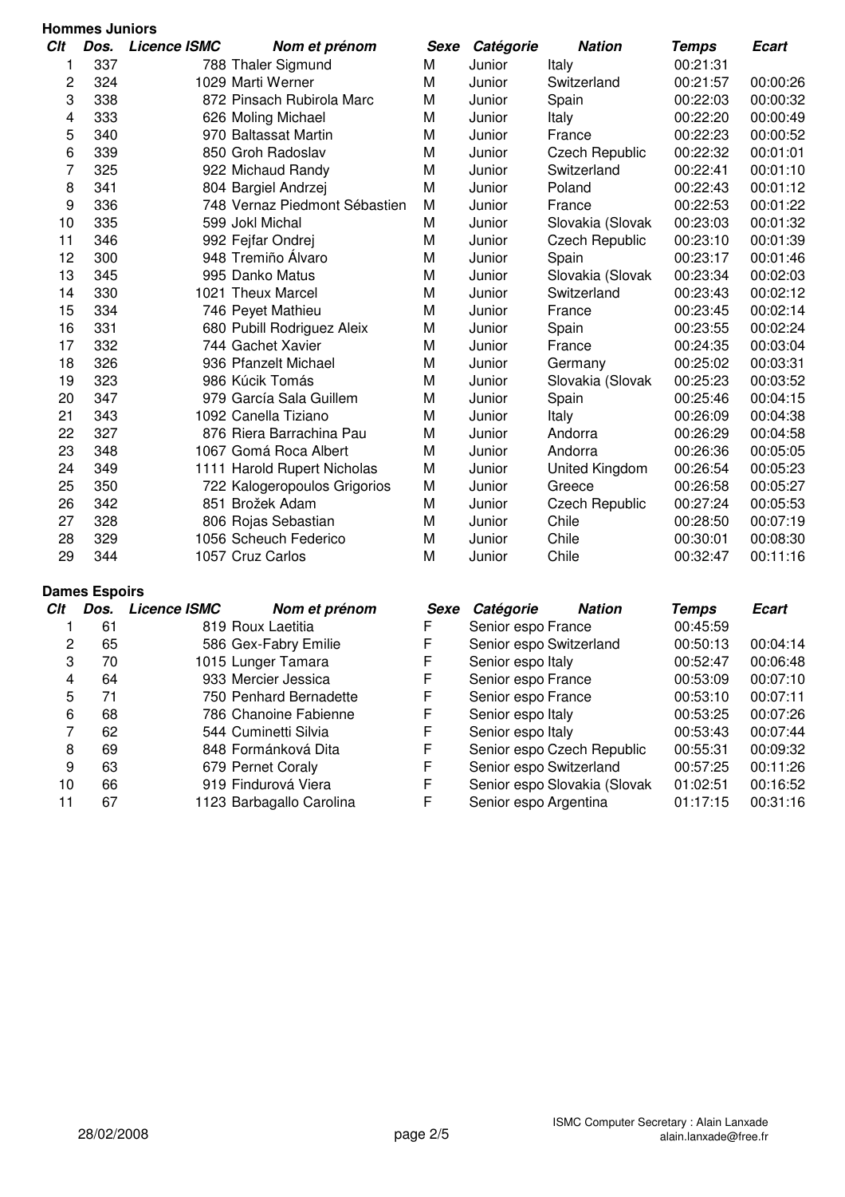**Hommes Juniors**

| Clt | Dos. | Licence ISMC | Nom et prénom | Sexe | Catégorie | Nation | Temps | Ecart |
|---|---|---|---|---|---|---|---|---|
| 1 | 337 | 788 | Thaler Sigmund | M | Junior | Italy | 00:21:31 | |
| 2 | 324 | 1029 | Marti Werner | M | Junior | Switzerland | 00:21:57 | 00:00:26 |
| 3 | 338 | 872 | Pinsach Rubirola Marc | M | Junior | Spain | 00:22:03 | 00:00:32 |
| 4 | 333 | 626 | Moling Michael | M | Junior | Italy | 00:22:20 | 00:00:49 |
| 5 | 340 | 970 | Baltassat Martin | M | Junior | France | 00:22:23 | 00:00:52 |
| 6 | 339 | 850 | Groh Radoslav | M | Junior | Czech Republic | 00:22:32 | 00:01:01 |
| 7 | 325 | 922 | Michaud Randy | M | Junior | Switzerland | 00:22:41 | 00:01:10 |
| 8 | 341 | 804 | Bargiel Andrzej | M | Junior | Poland | 00:22:43 | 00:01:12 |
| 9 | 336 | 748 | Vernaz Piedmont Sébastien | M | Junior | France | 00:22:53 | 00:01:22 |
| 10 | 335 | 599 | Jokl Michal | M | Junior | Slovakia (Slovak | 00:23:03 | 00:01:32 |
| 11 | 346 | 992 | Fejfar Ondrej | M | Junior | Czech Republic | 00:23:10 | 00:01:39 |
| 12 | 300 | 948 | Tremiño Álvaro | M | Junior | Spain | 00:23:17 | 00:01:46 |
| 13 | 345 | 995 | Danko Matus | M | Junior | Slovakia (Slovak | 00:23:34 | 00:02:03 |
| 14 | 330 | 1021 | Theux Marcel | M | Junior | Switzerland | 00:23:43 | 00:02:12 |
| 15 | 334 | 746 | Peyet Mathieu | M | Junior | France | 00:23:45 | 00:02:14 |
| 16 | 331 | 680 | Pubill Rodriguez Aleix | M | Junior | Spain | 00:23:55 | 00:02:24 |
| 17 | 332 | 744 | Gachet Xavier | M | Junior | France | 00:24:35 | 00:03:04 |
| 18 | 326 | 936 | Pfanzelt Michael | M | Junior | Germany | 00:25:02 | 00:03:31 |
| 19 | 323 | 986 | Kúcik Tomás | M | Junior | Slovakia (Slovak | 00:25:23 | 00:03:52 |
| 20 | 347 | 979 | García Sala Guillem | M | Junior | Spain | 00:25:46 | 00:04:15 |
| 21 | 343 | 1092 | Canella Tiziano | M | Junior | Italy | 00:26:09 | 00:04:38 |
| 22 | 327 | 876 | Riera Barrachina Pau | M | Junior | Andorra | 00:26:29 | 00:04:58 |
| 23 | 348 | 1067 | Gomá Roca Albert | M | Junior | Andorra | 00:26:36 | 00:05:05 |
| 24 | 349 | 1111 | Harold Rupert Nicholas | M | Junior | United Kingdom | 00:26:54 | 00:05:23 |
| 25 | 350 | 722 | Kalogeropoulos Grigorios | M | Junior | Greece | 00:26:58 | 00:05:27 |
| 26 | 342 | 851 | Brožek Adam | M | Junior | Czech Republic | 00:27:24 | 00:05:53 |
| 27 | 328 | 806 | Rojas Sebastian | M | Junior | Chile | 00:28:50 | 00:07:19 |
| 28 | 329 | 1056 | Scheuch Federico | M | Junior | Chile | 00:30:01 | 00:08:30 |
| 29 | 344 | 1057 | Cruz Carlos | M | Junior | Chile | 00:32:47 | 00:11:16 |

**Dames Espoirs**

| Clt | Dos. | Licence ISMC | Nom et prénom | Sexe | Catégorie | Nation | Temps | Ecart |
|---|---|---|---|---|---|---|---|---|
| 1 | 61 | 819 | Roux Laetitia | F | Senior espo | France | 00:45:59 | |
| 2 | 65 | 586 | Gex-Fabry Emilie | F | Senior espo | Switzerland | 00:50:13 | 00:04:14 |
| 3 | 70 | 1015 | Lunger Tamara | F | Senior espo | Italy | 00:52:47 | 00:06:48 |
| 4 | 64 | 933 | Mercier Jessica | F | Senior espo | France | 00:53:09 | 00:07:10 |
| 5 | 71 | 750 | Penhard Bernadette | F | Senior espo | France | 00:53:10 | 00:07:11 |
| 6 | 68 | 786 | Chanoine Fabienne | F | Senior espo | Italy | 00:53:25 | 00:07:26 |
| 7 | 62 | 544 | Cuminetti Silvia | F | Senior espo | Italy | 00:53:43 | 00:07:44 |
| 8 | 69 | 848 | Formánková Dita | F | Senior espo | Czech Republic | 00:55:31 | 00:09:32 |
| 9 | 63 | 679 | Pernet Coraly | F | Senior espo | Switzerland | 00:57:25 | 00:11:26 |
| 10 | 66 | 919 | Findurová Viera | F | Senior espo | Slovakia (Slovak | 01:02:51 | 00:16:52 |
| 11 | 67 | 1123 | Barbagallo Carolina | F | Senior espo | Argentina | 01:17:15 | 00:31:16 |

28/02/2008

ISMC Computer Secretary : Alain Lanxade
alain.lanxade@free.fr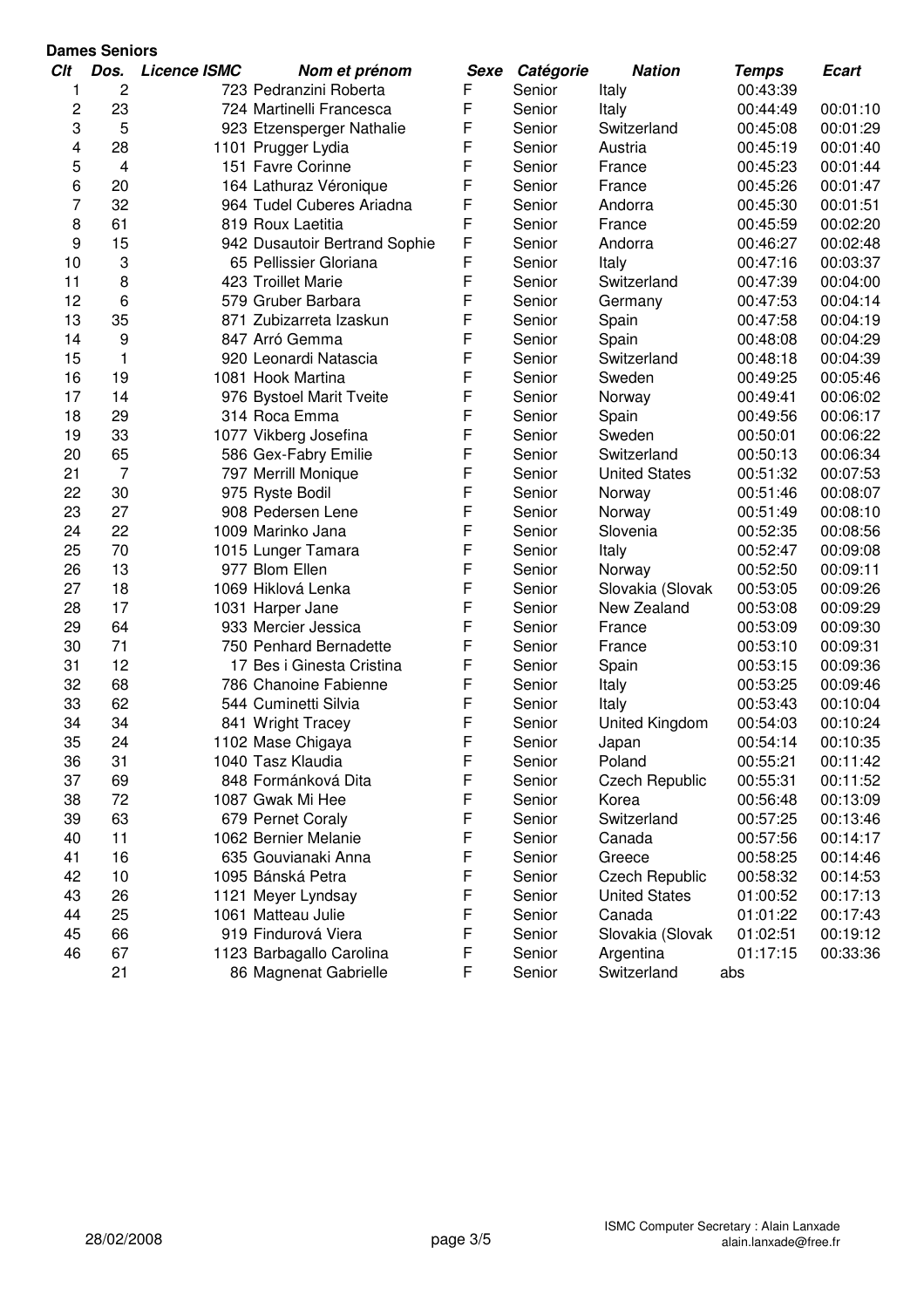**Dames Seniors**

| Clt | Dos. | Licence ISMC | Nom et prénom | Sexe | Catégorie | Nation | Temps | Ecart |
|---|---|---|---|---|---|---|---|---|
| 1 | 2 | 723 | Pedranzini Roberta | F | Senior | Italy | 00:43:39 | |
| 2 | 23 | 724 | Martinelli Francesca | F | Senior | Italy | 00:44:49 | 00:01:10 |
| 3 | 5 | 923 | Etzensperger Nathalie | F | Senior | Switzerland | 00:45:08 | 00:01:29 |
| 4 | 28 | 1101 | Prugger Lydia | F | Senior | Austria | 00:45:19 | 00:01:40 |
| 5 | 4 | 151 | Favre Corinne | F | Senior | France | 00:45:23 | 00:01:44 |
| 6 | 20 | 164 | Lathuraz Véronique | F | Senior | France | 00:45:26 | 00:01:47 |
| 7 | 32 | 964 | Tudel Cuberes Ariadna | F | Senior | Andorra | 00:45:30 | 00:01:51 |
| 8 | 61 | 819 | Roux Laetitia | F | Senior | France | 00:45:59 | 00:02:20 |
| 9 | 15 | 942 | Dusautoir Bertrand Sophie | F | Senior | Andorra | 00:46:27 | 00:02:48 |
| 10 | 3 | 65 | Pellissier Gloriana | F | Senior | Italy | 00:47:16 | 00:03:37 |
| 11 | 8 | 423 | Troillet Marie | F | Senior | Switzerland | 00:47:39 | 00:04:00 |
| 12 | 6 | 579 | Gruber Barbara | F | Senior | Germany | 00:47:53 | 00:04:14 |
| 13 | 35 | 871 | Zubizarreta Izaskun | F | Senior | Spain | 00:47:58 | 00:04:19 |
| 14 | 9 | 847 | Arró Gemma | F | Senior | Spain | 00:48:08 | 00:04:29 |
| 15 | 1 | 920 | Leonardi Natascia | F | Senior | Switzerland | 00:48:18 | 00:04:39 |
| 16 | 19 | 1081 | Hook Martina | F | Senior | Sweden | 00:49:25 | 00:05:46 |
| 17 | 14 | 976 | Bystoel Marit Tveite | F | Senior | Norway | 00:49:41 | 00:06:02 |
| 18 | 29 | 314 | Roca Emma | F | Senior | Spain | 00:49:56 | 00:06:17 |
| 19 | 33 | 1077 | Vikberg Josefina | F | Senior | Sweden | 00:50:01 | 00:06:22 |
| 20 | 65 | 586 | Gex-Fabry Emilie | F | Senior | Switzerland | 00:50:13 | 00:06:34 |
| 21 | 7 | 797 | Merrill Monique | F | Senior | United States | 00:51:32 | 00:07:53 |
| 22 | 30 | 975 | Ryste Bodil | F | Senior | Norway | 00:51:46 | 00:08:07 |
| 23 | 27 | 908 | Pedersen Lene | F | Senior | Norway | 00:51:49 | 00:08:10 |
| 24 | 22 | 1009 | Marinko Jana | F | Senior | Slovenia | 00:52:35 | 00:08:56 |
| 25 | 70 | 1015 | Lunger Tamara | F | Senior | Italy | 00:52:47 | 00:09:08 |
| 26 | 13 | 977 | Blom Ellen | F | Senior | Norway | 00:52:50 | 00:09:11 |
| 27 | 18 | 1069 | Hiklová Lenka | F | Senior | Slovakia (Slovak | 00:53:05 | 00:09:26 |
| 28 | 17 | 1031 | Harper Jane | F | Senior | New Zealand | 00:53:08 | 00:09:29 |
| 29 | 64 | 933 | Mercier Jessica | F | Senior | France | 00:53:09 | 00:09:30 |
| 30 | 71 | 750 | Penhard Bernadette | F | Senior | France | 00:53:10 | 00:09:31 |
| 31 | 12 | 17 | Bes i Ginesta Cristina | F | Senior | Spain | 00:53:15 | 00:09:36 |
| 32 | 68 | 786 | Chanoine Fabienne | F | Senior | Italy | 00:53:25 | 00:09:46 |
| 33 | 62 | 544 | Cuminetti Silvia | F | Senior | Italy | 00:53:43 | 00:10:04 |
| 34 | 34 | 841 | Wright Tracey | F | Senior | United Kingdom | 00:54:03 | 00:10:24 |
| 35 | 24 | 1102 | Mase Chigaya | F | Senior | Japan | 00:54:14 | 00:10:35 |
| 36 | 31 | 1040 | Tasz Klaudia | F | Senior | Poland | 00:55:21 | 00:11:42 |
| 37 | 69 | 848 | Formánková Dita | F | Senior | Czech Republic | 00:55:31 | 00:11:52 |
| 38 | 72 | 1087 | Gwak Mi Hee | F | Senior | Korea | 00:56:48 | 00:13:09 |
| 39 | 63 | 679 | Pernet Coraly | F | Senior | Switzerland | 00:57:25 | 00:13:46 |
| 40 | 11 | 1062 | Bernier Melanie | F | Senior | Canada | 00:57:56 | 00:14:17 |
| 41 | 16 | 635 | Gouvianaki Anna | F | Senior | Greece | 00:58:25 | 00:14:46 |
| 42 | 10 | 1095 | Bánská Petra | F | Senior | Czech Republic | 00:58:32 | 00:14:53 |
| 43 | 26 | 1121 | Meyer Lyndsay | F | Senior | United States | 01:00:52 | 00:17:13 |
| 44 | 25 | 1061 | Matteau Julie | F | Senior | Canada | 01:01:22 | 00:17:43 |
| 45 | 66 | 919 | Findurová Viera | F | Senior | Slovakia (Slovak | 01:02:51 | 00:19:12 |
| 46 | 67 | 1123 | Barbagallo Carolina | F | Senior | Argentina | 01:17:15 | 00:33:36 |
| | 21 | 86 | Magnenat Gabrielle | F | Senior | Switzerland | abs | |

28/02/2008

ISMC Computer Secretary : Alain Lanxade
alain.lanxade@free.fr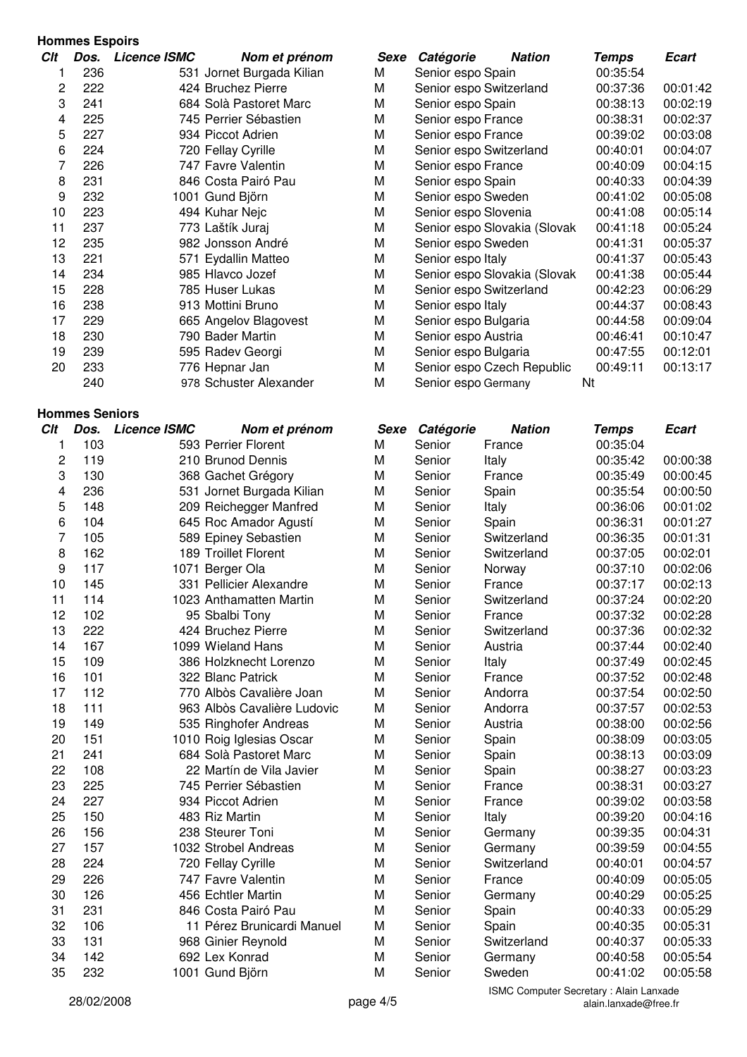**Hommes Espoirs**

| Clt | Dos. | Licence ISMC | Nom et prénom | Sexe | Catégorie | Nation | Temps | Ecart |
|---|---|---|---|---|---|---|---|---|
| 1 | 236 | 531 | Jornet Burgada Kilian | M | Senior espo | Spain | 00:35:54 | |
| 2 | 222 | 424 | Bruchez Pierre | M | Senior espo | Switzerland | 00:37:36 | 00:01:42 |
| 3 | 241 | 684 | Solà Pastoret Marc | M | Senior espo | Spain | 00:38:13 | 00:02:19 |
| 4 | 225 | 745 | Perrier Sébastien | M | Senior espo | France | 00:38:31 | 00:02:37 |
| 5 | 227 | 934 | Piccot Adrien | M | Senior espo | France | 00:39:02 | 00:03:08 |
| 6 | 224 | 720 | Fellay Cyrille | M | Senior espo | Switzerland | 00:40:01 | 00:04:07 |
| 7 | 226 | 747 | Favre Valentin | M | Senior espo | France | 00:40:09 | 00:04:15 |
| 8 | 231 | 846 | Costa Pairó Pau | M | Senior espo | Spain | 00:40:33 | 00:04:39 |
| 9 | 232 | 1001 | Gund Björn | M | Senior espo | Sweden | 00:41:02 | 00:05:08 |
| 10 | 223 | 494 | Kuhar Nejc | M | Senior espo | Slovenia | 00:41:08 | 00:05:14 |
| 11 | 237 | 773 | Laštík Juraj | M | Senior espo | Slovakia (Slovak | 00:41:18 | 00:05:24 |
| 12 | 235 | 982 | Jonsson André | M | Senior espo | Sweden | 00:41:31 | 00:05:37 |
| 13 | 221 | 571 | Eydallin Matteo | M | Senior espo | Italy | 00:41:37 | 00:05:43 |
| 14 | 234 | 985 | Hlavco Jozef | M | Senior espo | Slovakia (Slovak | 00:41:38 | 00:05:44 |
| 15 | 228 | 785 | Huser Lukas | M | Senior espo | Switzerland | 00:42:23 | 00:06:29 |
| 16 | 238 | 913 | Mottini Bruno | M | Senior espo | Italy | 00:44:37 | 00:08:43 |
| 17 | 229 | 665 | Angelov Blagovest | M | Senior espo | Bulgaria | 00:44:58 | 00:09:04 |
| 18 | 230 | 790 | Bader Martin | M | Senior espo | Austria | 00:46:41 | 00:10:47 |
| 19 | 239 | 595 | Radev Georgi | M | Senior espo | Bulgaria | 00:47:55 | 00:12:01 |
| 20 | 233 | 776 | Hepnar Jan | M | Senior espo | Czech Republic | 00:49:11 | 00:13:17 |
| | 240 | 978 | Schuster Alexander | M | Senior espo | Germany | Nt | |

**Hommes Seniors**

| Clt | Dos. | Licence ISMC | Nom et prénom | Sexe | Catégorie | Nation | Temps | Ecart |
|---|---|---|---|---|---|---|---|---|
| 1 | 103 | 593 | Perrier Florent | M | Senior | France | 00:35:04 | |
| 2 | 119 | 210 | Brunod Dennis | M | Senior | Italy | 00:35:42 | 00:00:38 |
| 3 | 130 | 368 | Gachet Grégory | M | Senior | France | 00:35:49 | 00:00:45 |
| 4 | 236 | 531 | Jornet Burgada Kilian | M | Senior | Spain | 00:35:54 | 00:00:50 |
| 5 | 148 | 209 | Reichegger Manfred | M | Senior | Italy | 00:36:06 | 00:01:02 |
| 6 | 104 | 645 | Roc Amador Agustí | M | Senior | Spain | 00:36:31 | 00:01:27 |
| 7 | 105 | 589 | Epiney Sebastien | M | Senior | Switzerland | 00:36:35 | 00:01:31 |
| 8 | 162 | 189 | Troillet Florent | M | Senior | Switzerland | 00:37:05 | 00:02:01 |
| 9 | 117 | 1071 | Berger Ola | M | Senior | Norway | 00:37:10 | 00:02:06 |
| 10 | 145 | 331 | Pellicier Alexandre | M | Senior | France | 00:37:17 | 00:02:13 |
| 11 | 114 | 1023 | Anthamatten Martin | M | Senior | Switzerland | 00:37:24 | 00:02:20 |
| 12 | 102 | 95 | Sbalbi Tony | M | Senior | France | 00:37:32 | 00:02:28 |
| 13 | 222 | 424 | Bruchez Pierre | M | Senior | Switzerland | 00:37:36 | 00:02:32 |
| 14 | 167 | 1099 | Wieland Hans | M | Senior | Austria | 00:37:44 | 00:02:40 |
| 15 | 109 | 386 | Holzknecht Lorenzo | M | Senior | Italy | 00:37:49 | 00:02:45 |
| 16 | 101 | 322 | Blanc Patrick | M | Senior | France | 00:37:52 | 00:02:48 |
| 17 | 112 | 770 | Albòs Cavalière Joan | M | Senior | Andorra | 00:37:54 | 00:02:50 |
| 18 | 111 | 963 | Albòs Cavalière Ludovic | M | Senior | Andorra | 00:37:57 | 00:02:53 |
| 19 | 149 | 535 | Ringhofer Andreas | M | Senior | Austria | 00:38:00 | 00:02:56 |
| 20 | 151 | 1010 | Roig Iglesias Oscar | M | Senior | Spain | 00:38:09 | 00:03:05 |
| 21 | 241 | 684 | Solà Pastoret Marc | M | Senior | Spain | 00:38:13 | 00:03:09 |
| 22 | 108 | 22 | Martín de Vila Javier | M | Senior | Spain | 00:38:27 | 00:03:23 |
| 23 | 225 | 745 | Perrier Sébastien | M | Senior | France | 00:38:31 | 00:03:27 |
| 24 | 227 | 934 | Piccot Adrien | M | Senior | France | 00:39:02 | 00:03:58 |
| 25 | 150 | 483 | Riz Martin | M | Senior | Italy | 00:39:20 | 00:04:16 |
| 26 | 156 | 238 | Steurer Toni | M | Senior | Germany | 00:39:35 | 00:04:31 |
| 27 | 157 | 1032 | Strobel Andreas | M | Senior | Germany | 00:39:59 | 00:04:55 |
| 28 | 224 | 720 | Fellay Cyrille | M | Senior | Switzerland | 00:40:01 | 00:04:57 |
| 29 | 226 | 747 | Favre Valentin | M | Senior | France | 00:40:09 | 00:05:05 |
| 30 | 126 | 456 | Echtler Martin | M | Senior | Germany | 00:40:29 | 00:05:25 |
| 31 | 231 | 846 | Costa Pairó Pau | M | Senior | Spain | 00:40:33 | 00:05:29 |
| 32 | 106 | 11 | Pérez Brunicardi Manuel | M | Senior | Spain | 00:40:35 | 00:05:31 |
| 33 | 131 | 968 | Ginier Reynold | M | Senior | Switzerland | 00:40:37 | 00:05:33 |
| 34 | 142 | 692 | Lex Konrad | M | Senior | Germany | 00:40:58 | 00:05:54 |
| 35 | 232 | 1001 | Gund Björn | M | Senior | Sweden | 00:41:02 | 00:05:58 |

28/02/2008

ISMC Computer Secretary : Alain Lanxade
alain.lanxade@free.fr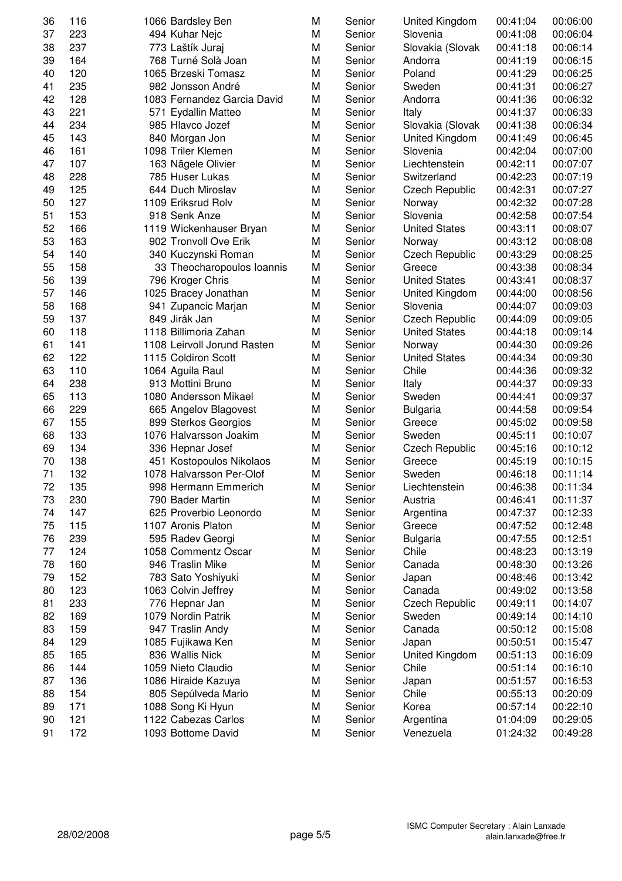| | | | | | | | | |
|---|---|---|---|---|---|---|---|---|
| 36 | 116 | 1066 | Bardsley Ben | M | Senior | United Kingdom | 00:41:04 | 00:06:00 |
| 37 | 223 | 494 | Kuhar Nejc | M | Senior | Slovenia | 00:41:08 | 00:06:04 |
| 38 | 237 | 773 | Laštík Juraj | M | Senior | Slovakia (Slovak | 00:41:18 | 00:06:14 |
| 39 | 164 | 768 | Turné Solà Joan | M | Senior | Andorra | 00:41:19 | 00:06:15 |
| 40 | 120 | 1065 | Brzeski Tomasz | M | Senior | Poland | 00:41:29 | 00:06:25 |
| 41 | 235 | 982 | Jonsson André | M | Senior | Sweden | 00:41:31 | 00:06:27 |
| 42 | 128 | 1083 | Fernandez Garcia David | M | Senior | Andorra | 00:41:36 | 00:06:32 |
| 43 | 221 | 571 | Eydallin Matteo | M | Senior | Italy | 00:41:37 | 00:06:33 |
| 44 | 234 | 985 | Hlavco Jozef | M | Senior | Slovakia (Slovak | 00:41:38 | 00:06:34 |
| 45 | 143 | 840 | Morgan Jon | M | Senior | United Kingdom | 00:41:49 | 00:06:45 |
| 46 | 161 | 1098 | Triler Klemen | M | Senior | Slovenia | 00:42:04 | 00:07:00 |
| 47 | 107 | 163 | Nägele Olivier | M | Senior | Liechtenstein | 00:42:11 | 00:07:07 |
| 48 | 228 | 785 | Huser Lukas | M | Senior | Switzerland | 00:42:23 | 00:07:19 |
| 49 | 125 | 644 | Duch Miroslav | M | Senior | Czech Republic | 00:42:31 | 00:07:27 |
| 50 | 127 | 1109 | Eriksrud Rolv | M | Senior | Norway | 00:42:32 | 00:07:28 |
| 51 | 153 | 918 | Senk Anze | M | Senior | Slovenia | 00:42:58 | 00:07:54 |
| 52 | 166 | 1119 | Wickenhauser Bryan | M | Senior | United States | 00:43:11 | 00:08:07 |
| 53 | 163 | 902 | Tronvoll Ove Erik | M | Senior | Norway | 00:43:12 | 00:08:08 |
| 54 | 140 | 340 | Kuczynski Roman | M | Senior | Czech Republic | 00:43:29 | 00:08:25 |
| 55 | 158 | 33 | Theocharopoulos Ioannis | M | Senior | Greece | 00:43:38 | 00:08:34 |
| 56 | 139 | 796 | Kroger Chris | M | Senior | United States | 00:43:41 | 00:08:37 |
| 57 | 146 | 1025 | Bracey Jonathan | M | Senior | United Kingdom | 00:44:00 | 00:08:56 |
| 58 | 168 | 941 | Zupancic Marjan | M | Senior | Slovenia | 00:44:07 | 00:09:03 |
| 59 | 137 | 849 | Jirák Jan | M | Senior | Czech Republic | 00:44:09 | 00:09:05 |
| 60 | 118 | 1118 | Billimoria Zahan | M | Senior | United States | 00:44:18 | 00:09:14 |
| 61 | 141 | 1108 | Leirvoll Jorund Rasten | M | Senior | Norway | 00:44:30 | 00:09:26 |
| 62 | 122 | 1115 | Coldiron Scott | M | Senior | United States | 00:44:34 | 00:09:30 |
| 63 | 110 | 1064 | Aguila Raul | M | Senior | Chile | 00:44:36 | 00:09:32 |
| 64 | 238 | 913 | Mottini Bruno | M | Senior | Italy | 00:44:37 | 00:09:33 |
| 65 | 113 | 1080 | Andersson Mikael | M | Senior | Sweden | 00:44:41 | 00:09:37 |
| 66 | 229 | 665 | Angelov Blagovest | M | Senior | Bulgaria | 00:44:58 | 00:09:54 |
| 67 | 155 | 899 | Sterkos Georgios | M | Senior | Greece | 00:45:02 | 00:09:58 |
| 68 | 133 | 1076 | Halvarsson Joakim | M | Senior | Sweden | 00:45:11 | 00:10:07 |
| 69 | 134 | 336 | Hepnar Josef | M | Senior | Czech Republic | 00:45:16 | 00:10:12 |
| 70 | 138 | 451 | Kostopoulos Nikolaos | M | Senior | Greece | 00:45:19 | 00:10:15 |
| 71 | 132 | 1078 | Halvarsson Per-Olof | M | Senior | Sweden | 00:46:18 | 00:11:14 |
| 72 | 135 | 998 | Hermann Emmerich | M | Senior | Liechtenstein | 00:46:38 | 00:11:34 |
| 73 | 230 | 790 | Bader Martin | M | Senior | Austria | 00:46:41 | 00:11:37 |
| 74 | 147 | 625 | Proverbio Leonordo | M | Senior | Argentina | 00:47:37 | 00:12:33 |
| 75 | 115 | 1107 | Aronis Platon | M | Senior | Greece | 00:47:52 | 00:12:48 |
| 76 | 239 | 595 | Radev Georgi | M | Senior | Bulgaria | 00:47:55 | 00:12:51 |
| 77 | 124 | 1058 | Commentz Oscar | M | Senior | Chile | 00:48:23 | 00:13:19 |
| 78 | 160 | 946 | Traslin Mike | M | Senior | Canada | 00:48:30 | 00:13:26 |
| 79 | 152 | 783 | Sato Yoshiyuki | M | Senior | Japan | 00:48:46 | 00:13:42 |
| 80 | 123 | 1063 | Colvin Jeffrey | M | Senior | Canada | 00:49:02 | 00:13:58 |
| 81 | 233 | 776 | Hepnar Jan | M | Senior | Czech Republic | 00:49:11 | 00:14:07 |
| 82 | 169 | 1079 | Nordin Patrik | M | Senior | Sweden | 00:49:14 | 00:14:10 |
| 83 | 159 | 947 | Traslin Andy | M | Senior | Canada | 00:50:12 | 00:15:08 |
| 84 | 129 | 1085 | Fujikawa Ken | M | Senior | Japan | 00:50:51 | 00:15:47 |
| 85 | 165 | 836 | Wallis Nick | M | Senior | United Kingdom | 00:51:13 | 00:16:09 |
| 86 | 144 | 1059 | Nieto Claudio | M | Senior | Chile | 00:51:14 | 00:16:10 |
| 87 | 136 | 1086 | Hiraide Kazuya | M | Senior | Japan | 00:51:57 | 00:16:53 |
| 88 | 154 | 805 | Sepúlveda Mario | M | Senior | Chile | 00:55:13 | 00:20:09 |
| 89 | 171 | 1088 | Song Ki Hyun | M | Senior | Korea | 00:57:14 | 00:22:10 |
| 90 | 121 | 1122 | Cabezas Carlos | M | Senior | Argentina | 01:04:09 | 00:29:05 |
| 91 | 172 | 1093 | Bottome David | M | Senior | Venezuela | 01:24:32 | 00:49:28 |

28/02/2008

ISMC Computer Secretary : Alain Lanxade
alain.lanxade@free.fr